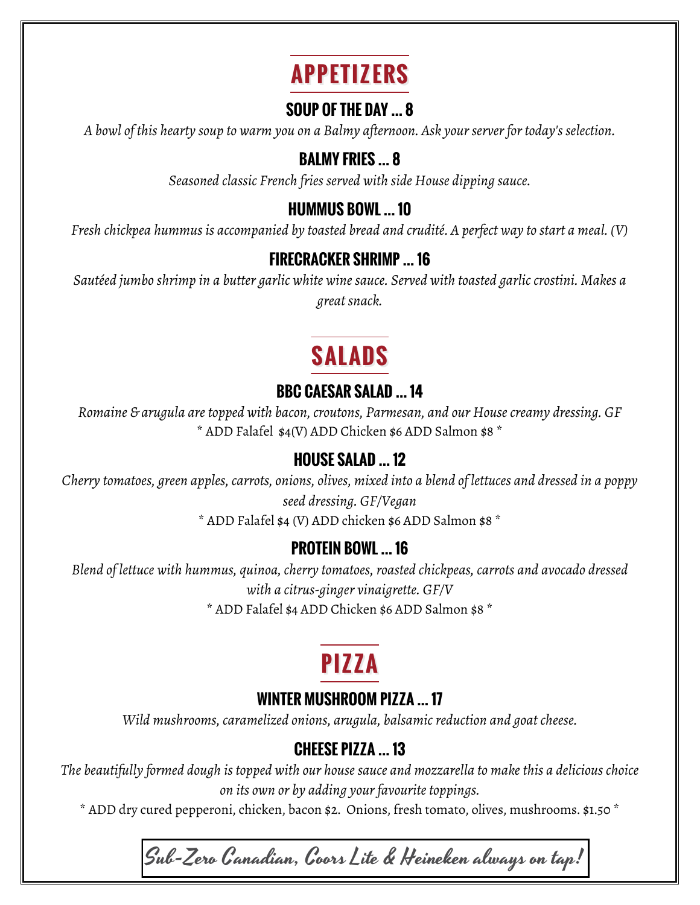# APPETIZERS

### SOUP OF THE DAY ... 8

*A bowl of this hearty soup to warm you on a Balmy afternoon. Ask your server for today's selection.*

### BALMY FRIES ... 8

*Seasoned classic French fries served with side House dipping sauce.*

### HUMMUS BOWL ... 10

*Fresh chickpea hummus is accompanied by toasted bread and crudité. A perfect way to start a meal. (V)*

### FIRECRACKER SHRIMP ... 16

*Sautéed jumbo shrimp in a butter garlic white wine sauce. Served with toasted garlic crostini. Makes a great snack.*

# SALADS

### BBC CAESAR SALAD ... 14

*Romaine & arugula are topped with bacon, croutons, Parmesan, and our House creamy dressing. GF*

* ADD Falafel $4(V) ADD Chicken $6 ADD Salmon $8 *

### HOUSE SALAD ... 12

*Cherry tomatoes, green apples, carrots, onions, olives, mixed into a blend of lettuces and dressed in a poppy seed dressing. GF/Vegan*

* ADD Falafel $4 (V) ADD chicken $6 ADD Salmon $8 *

### PROTEIN BOWL ... 16

*Blend of lettuce with hummus, quinoa, cherry tomatoes, roasted chickpeas, carrots and avocado dressed with a citrus-ginger vinaigrette. GF/V*

* ADD Falafel $4 ADD Chicken $6 ADD Salmon $8 *

# PIZZA

### WINTER MUSHROOM PIZZA ... 17

*Wild mushrooms, caramelized onions, arugula, balsamic reduction and goat cheese.*

### CHEESE PIZZA ... 13

*The beautifully formed dough is topped with our house sauce and mozzarella to make this a delicious choice on its own or by adding your favourite toppings.*

* ADD dry cured pepperoni, chicken, bacon $2. Onions, fresh tomato, olives, mushrooms. $1.50 *

**Sub-Zero Canadian, Coors Lite & Heineken always on tap!**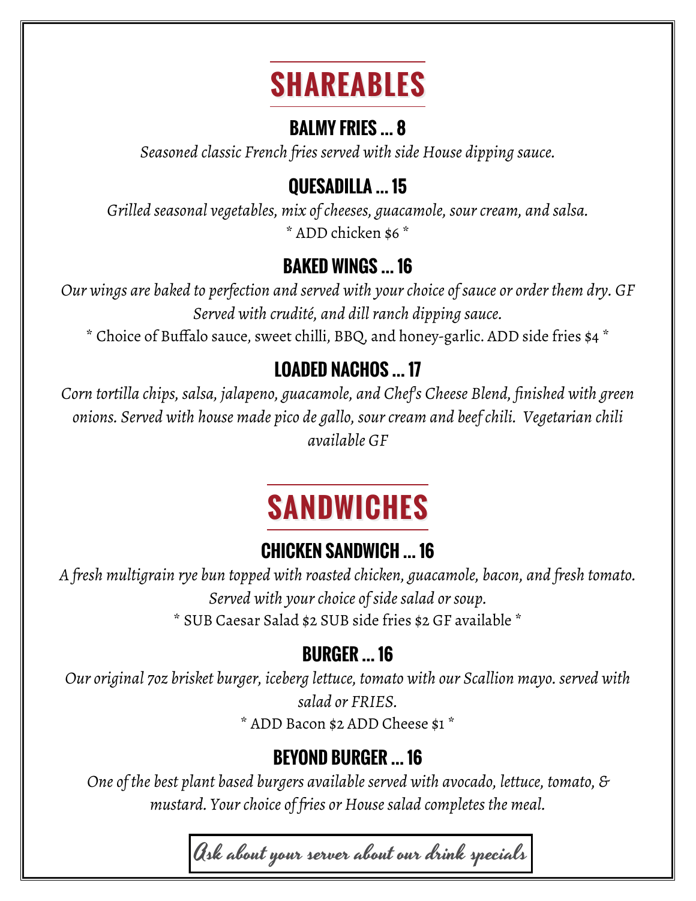# SHAREABLES

### BALMY FRIES ... 8

*Seasoned classic French fries served with side House dipping sauce.*

### QUESADILLA ... 15

*Grilled seasonal vegetables, mix of cheeses, guacamole, sour cream, and salsa.*

* ADD chicken $6 *

### BAKED WINGS ... 16

*Our wings are baked to perfection and served with your choice of sauce or order them dry. GF Served with crudité, and dill ranch dipping sauce.*

* Choice of Buffalo sauce, sweet chilli, BBQ, and honey-garlic. ADD side fries $4 *

### LOADED NACHOS ... 17

*Corn tortilla chips, salsa, jalapeno, guacamole, and Chef's Cheese Blend, finished with green onions. Served with house made pico de gallo, sour cream and beef chili. Vegetarian chili available GF*

# SANDWICHES

### CHICKEN SANDWICH ... 16

*A fresh multigrain rye bun topped with roasted chicken, guacamole, bacon, and fresh tomato. Served with your choice of side salad or soup.*

* SUB Caesar Salad $2 SUB side fries $2 GF available *

### BURGER ... 16

*Our original 7oz brisket burger, iceberg lettuce, tomato with our Scallion mayo. served with salad or FRIES.*

* ADD Bacon $2 ADD Cheese $1 *

### BEYOND BURGER ... 16

*One of the best plant based burgers available served with avocado, lettuce, tomato, & mustard. Your choice of fries or House salad completes the meal.*

Ask about your server about our drink specials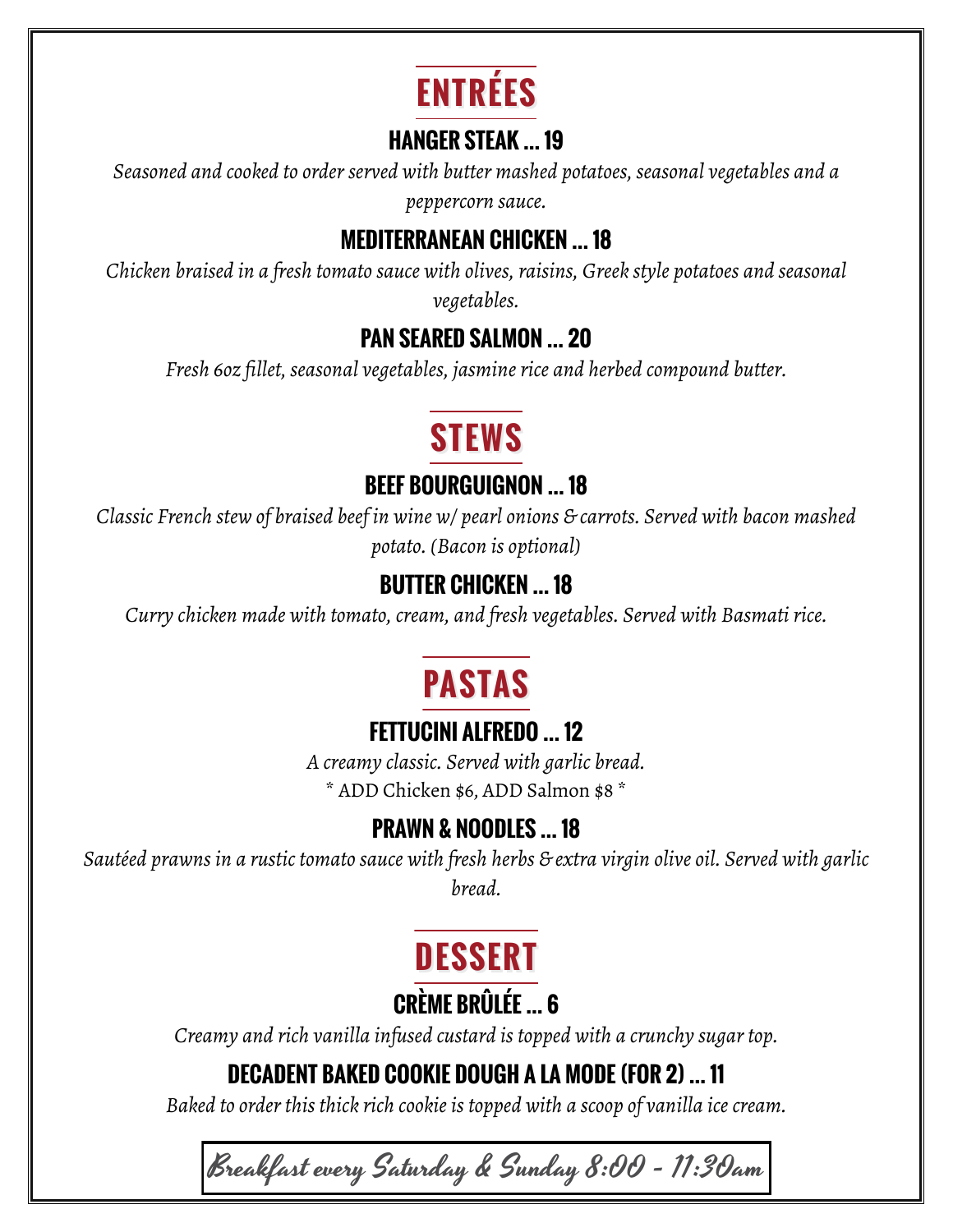# ENTRÉES

### HANGER STEAK ... 19

*Seasoned and cooked to order served with butter mashed potatoes, seasonal vegetables and a peppercorn sauce.*

### MEDITERRANEAN CHICKEN ... 18

*Chicken braised in a fresh tomato sauce with olives, raisins, Greek style potatoes and seasonal vegetables.*

### PAN SEARED SALMON ... 20

*Fresh 6oz fillet, seasonal vegetables, jasmine rice and herbed compound butter.*

# STEWS

### BEEF BOURGUIGNON ... 18

*Classic French stew of braised beef in wine w/ pearl onions & carrots. Served with bacon mashed potato. (Bacon is optional)*

### BUTTER CHICKEN ... 18

*Curry chicken made with tomato, cream, and fresh vegetables. Served with Basmati rice.*

# PASTAS

### FETTUCINI ALFREDO ... 12

*A creamy classic. Served with garlic bread.*

* ADD Chicken $6, ADD Salmon $8 *

### PRAWN & NOODLES ... 18

*Sautéed prawns in a rustic tomato sauce with fresh herbs & extra virgin olive oil. Served with garlic bread.*

# DESSERT

### CRÈME BRÛLÉE ... 6

*Creamy and rich vanilla infused custard is topped with a crunchy sugar top.*

### DECADENT BAKED COOKIE DOUGH A LA MODE (FOR 2) ... 11

*Baked to order this thick rich cookie is topped with a scoop of vanilla ice cream.*

**Breakfast every Saturday & Sunday 8:00 - 11:30am**